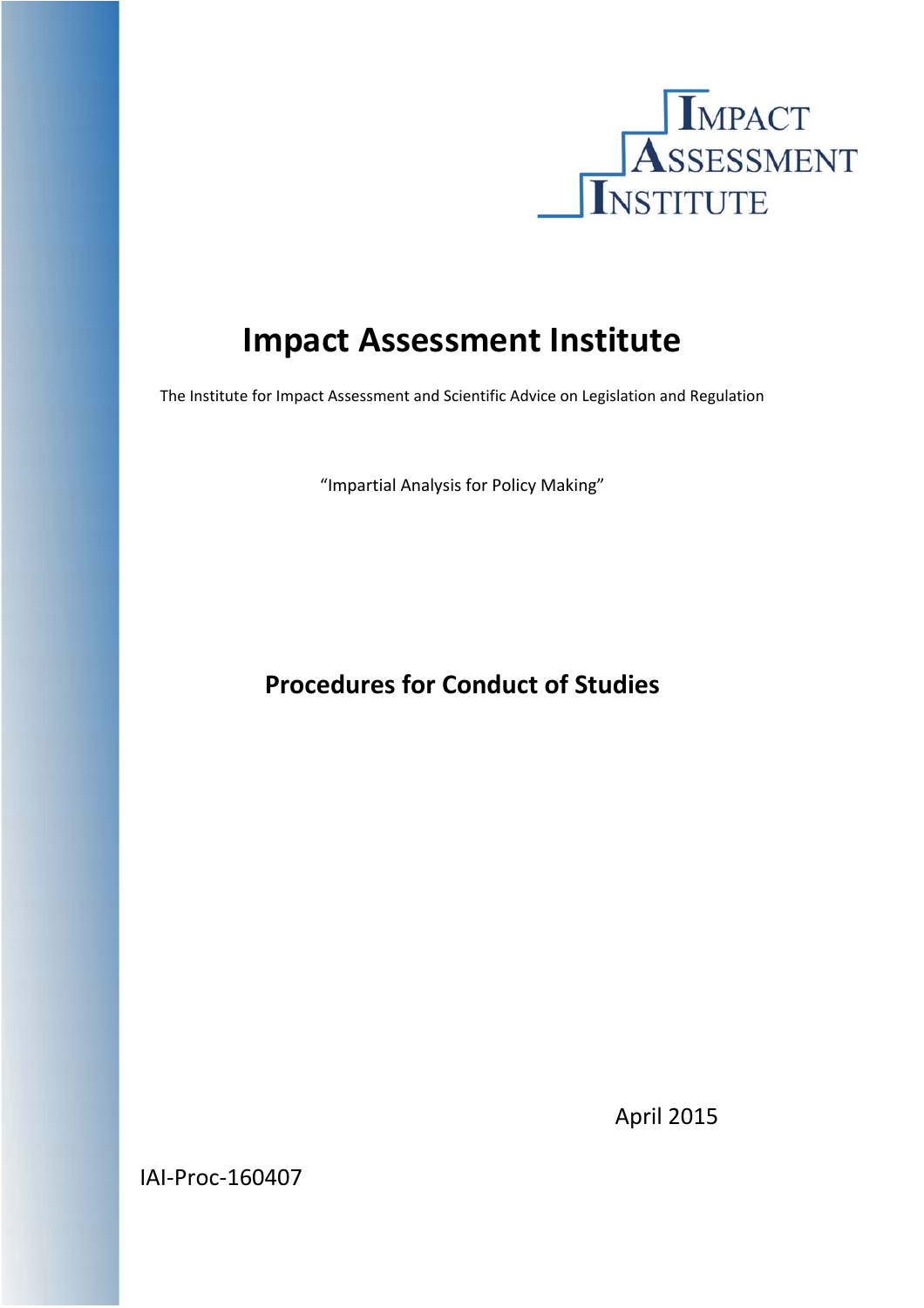IMPACT
ASSESSMENT
INSTITUTE

# Impact Assessment Institute

The Institute for Impact Assessment and Scientific Advice on Legislation and Regulation

"Impartial Analysis for Policy Making"

## Procedures for Conduct of Studies

April 2015

IAI-Proc-160407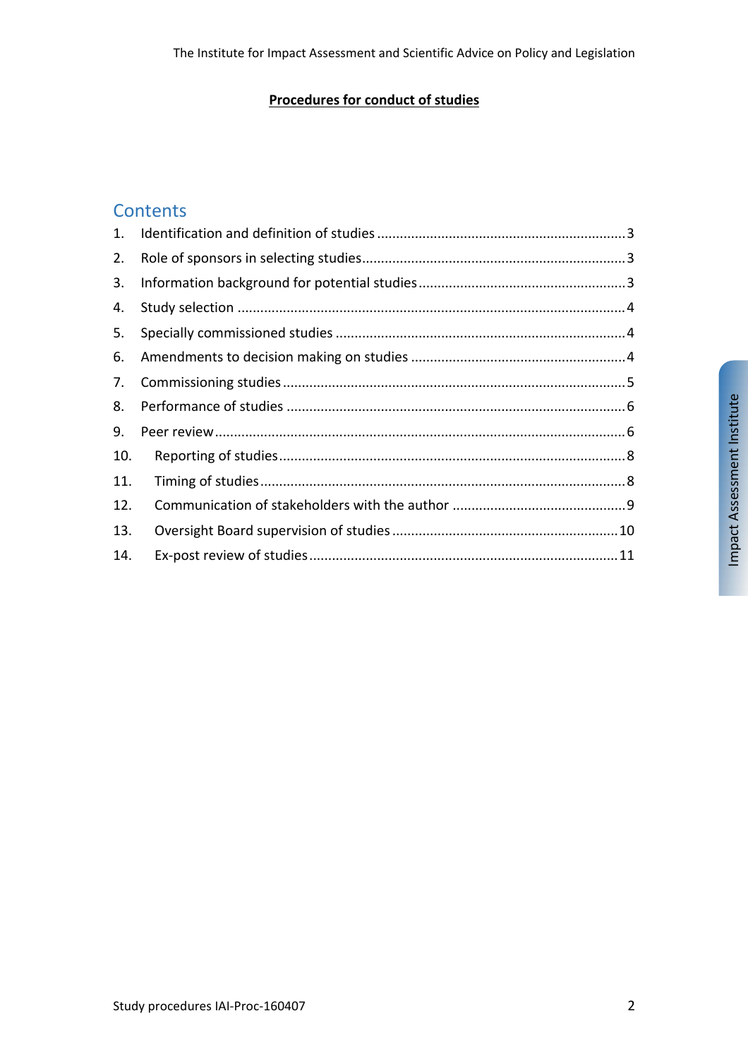**Procedures for conduct of studies**

## Contents

1. Identification and definition of studies ... 3
2. Role of sponsors in selecting studies ... 3
3. Information background for potential studies ... 3
4. Study selection ... 4
5. Specially commissioned studies ... 4
6. Amendments to decision making on studies ... 4
7. Commissioning studies ... 5
8. Performance of studies ... 6
9. Peer review ... 6
10. Reporting of studies ... 8
11. Timing of studies ... 8
12. Communication of stakeholders with the author ... 9
13. Oversight Board supervision of studies ... 10
14. Ex-post review of studies ... 11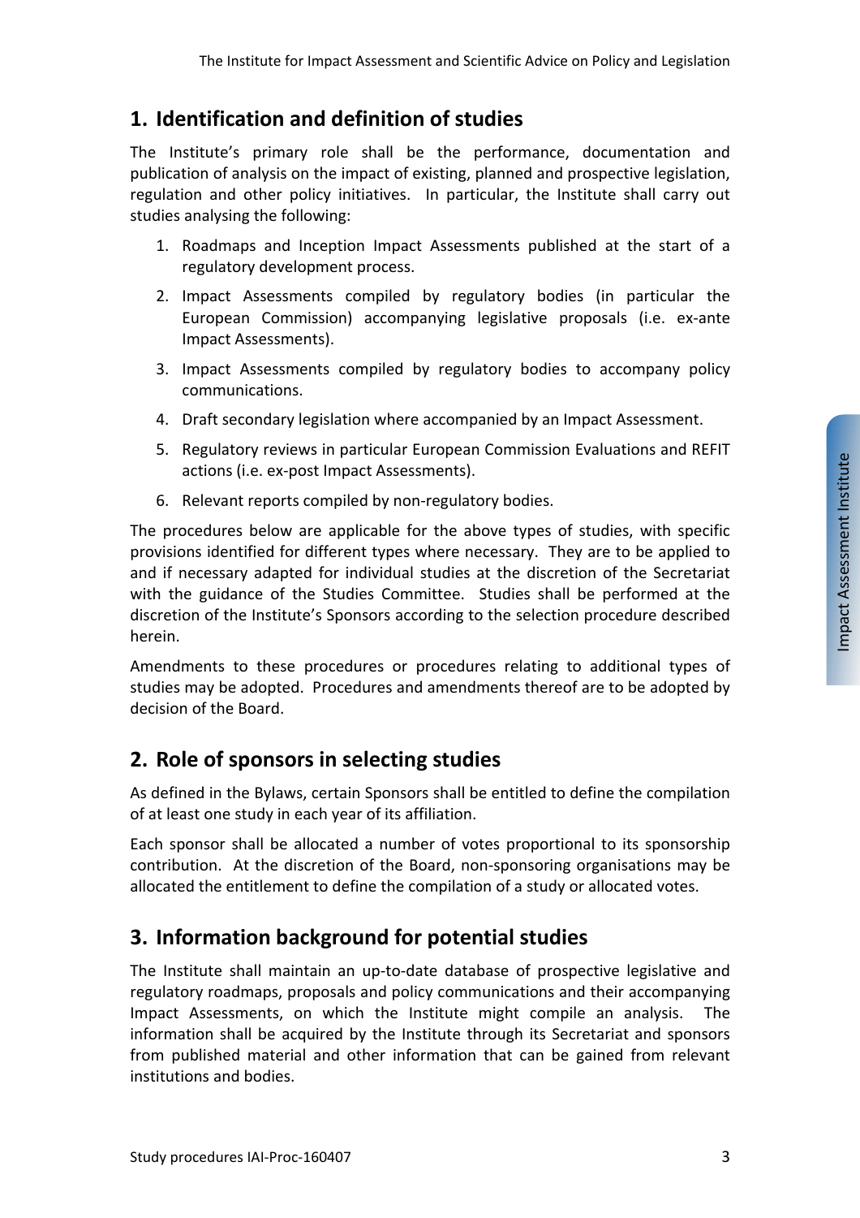## 1. Identification and definition of studies

The Institute's primary role shall be the performance, documentation and publication of analysis on the impact of existing, planned and prospective legislation, regulation and other policy initiatives. In particular, the Institute shall carry out studies analysing the following:

1. Roadmaps and Inception Impact Assessments published at the start of a regulatory development process.
2. Impact Assessments compiled by regulatory bodies (in particular the European Commission) accompanying legislative proposals (i.e. ex-ante Impact Assessments).
3. Impact Assessments compiled by regulatory bodies to accompany policy communications.
4. Draft secondary legislation where accompanied by an Impact Assessment.
5. Regulatory reviews in particular European Commission Evaluations and REFIT actions (i.e. ex-post Impact Assessments).
6. Relevant reports compiled by non-regulatory bodies.

The procedures below are applicable for the above types of studies, with specific provisions identified for different types where necessary. They are to be applied to and if necessary adapted for individual studies at the discretion of the Secretariat with the guidance of the Studies Committee. Studies shall be performed at the discretion of the Institute's Sponsors according to the selection procedure described herein.

Amendments to these procedures or procedures relating to additional types of studies may be adopted. Procedures and amendments thereof are to be adopted by decision of the Board.

## 2. Role of sponsors in selecting studies

As defined in the Bylaws, certain Sponsors shall be entitled to define the compilation of at least one study in each year of its affiliation.

Each sponsor shall be allocated a number of votes proportional to its sponsorship contribution. At the discretion of the Board, non-sponsoring organisations may be allocated the entitlement to define the compilation of a study or allocated votes.

## 3. Information background for potential studies

The Institute shall maintain an up-to-date database of prospective legislative and regulatory roadmaps, proposals and policy communications and their accompanying Impact Assessments, on which the Institute might compile an analysis. The information shall be acquired by the Institute through its Secretariat and sponsors from published material and other information that can be gained from relevant institutions and bodies.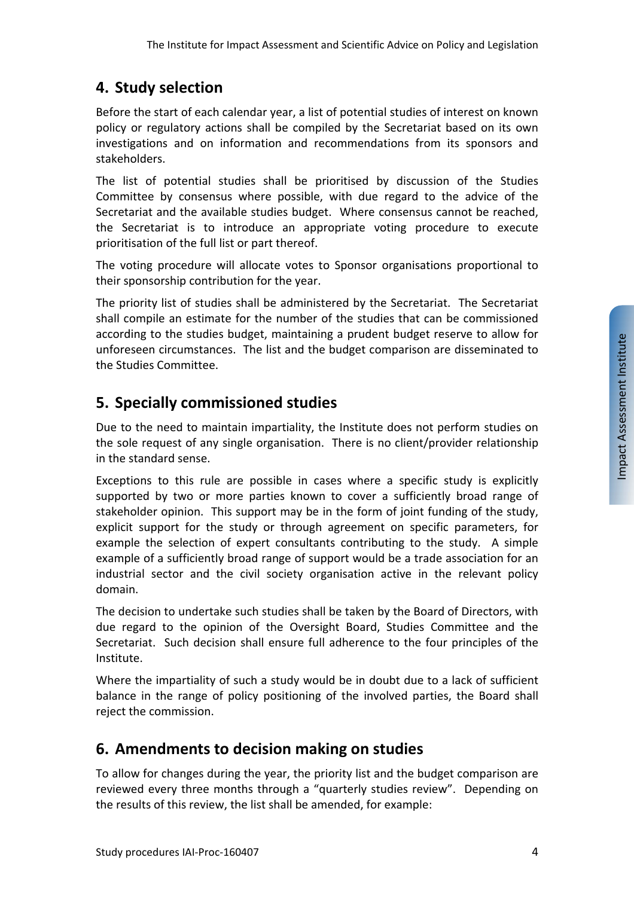## 4. Study selection

Before the start of each calendar year, a list of potential studies of interest on known policy or regulatory actions shall be compiled by the Secretariat based on its own investigations and on information and recommendations from its sponsors and stakeholders.

The list of potential studies shall be prioritised by discussion of the Studies Committee by consensus where possible, with due regard to the advice of the Secretariat and the available studies budget. Where consensus cannot be reached, the Secretariat is to introduce an appropriate voting procedure to execute prioritisation of the full list or part thereof.

The voting procedure will allocate votes to Sponsor organisations proportional to their sponsorship contribution for the year.

The priority list of studies shall be administered by the Secretariat. The Secretariat shall compile an estimate for the number of the studies that can be commissioned according to the studies budget, maintaining a prudent budget reserve to allow for unforeseen circumstances. The list and the budget comparison are disseminated to the Studies Committee.

## 5. Specially commissioned studies

Due to the need to maintain impartiality, the Institute does not perform studies on the sole request of any single organisation. There is no client/provider relationship in the standard sense.

Exceptions to this rule are possible in cases where a specific study is explicitly supported by two or more parties known to cover a sufficiently broad range of stakeholder opinion. This support may be in the form of joint funding of the study, explicit support for the study or through agreement on specific parameters, for example the selection of expert consultants contributing to the study. A simple example of a sufficiently broad range of support would be a trade association for an industrial sector and the civil society organisation active in the relevant policy domain.

The decision to undertake such studies shall be taken by the Board of Directors, with due regard to the opinion of the Oversight Board, Studies Committee and the Secretariat. Such decision shall ensure full adherence to the four principles of the Institute.

Where the impartiality of such a study would be in doubt due to a lack of sufficient balance in the range of policy positioning of the involved parties, the Board shall reject the commission.

## 6. Amendments to decision making on studies

To allow for changes during the year, the priority list and the budget comparison are reviewed every three months through a "quarterly studies review". Depending on the results of this review, the list shall be amended, for example: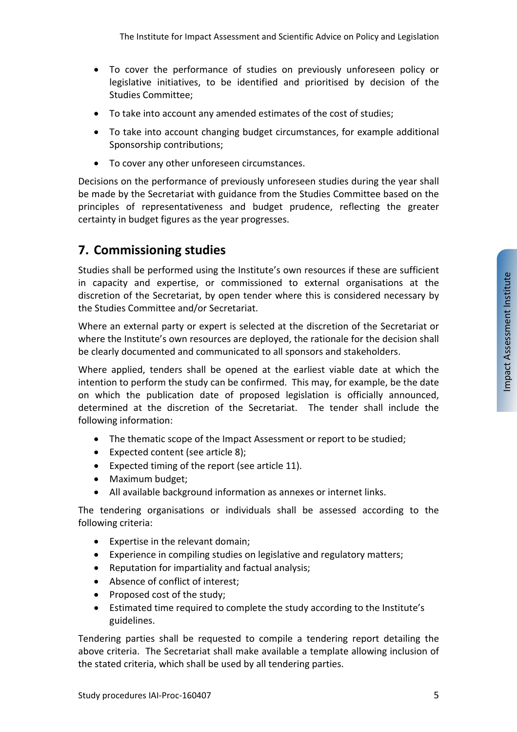- To cover the performance of studies on previously unforeseen policy or legislative initiatives, to be identified and prioritised by decision of the Studies Committee;
- To take into account any amended estimates of the cost of studies;
- To take into account changing budget circumstances, for example additional Sponsorship contributions;
- To cover any other unforeseen circumstances.

Decisions on the performance of previously unforeseen studies during the year shall be made by the Secretariat with guidance from the Studies Committee based on the principles of representativeness and budget prudence, reflecting the greater certainty in budget figures as the year progresses.

## 7. Commissioning studies

Studies shall be performed using the Institute's own resources if these are sufficient in capacity and expertise, or commissioned to external organisations at the discretion of the Secretariat, by open tender where this is considered necessary by the Studies Committee and/or Secretariat.

Where an external party or expert is selected at the discretion of the Secretariat or where the Institute's own resources are deployed, the rationale for the decision shall be clearly documented and communicated to all sponsors and stakeholders.

Where applied, tenders shall be opened at the earliest viable date at which the intention to perform the study can be confirmed. This may, for example, be the date on which the publication date of proposed legislation is officially announced, determined at the discretion of the Secretariat. The tender shall include the following information:

- The thematic scope of the Impact Assessment or report to be studied;
- Expected content (see article 8);
- Expected timing of the report (see article 11).
- Maximum budget;
- All available background information as annexes or internet links.

The tendering organisations or individuals shall be assessed according to the following criteria:

- Expertise in the relevant domain;
- Experience in compiling studies on legislative and regulatory matters;
- Reputation for impartiality and factual analysis;
- Absence of conflict of interest;
- Proposed cost of the study;
- Estimated time required to complete the study according to the Institute's guidelines.

Tendering parties shall be requested to compile a tendering report detailing the above criteria. The Secretariat shall make available a template allowing inclusion of the stated criteria, which shall be used by all tendering parties.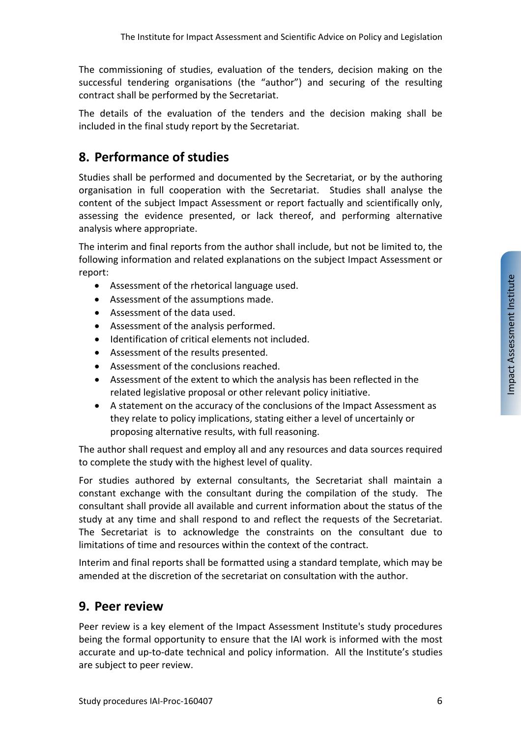The commissioning of studies, evaluation of the tenders, decision making on the successful tendering organisations (the "author") and securing of the resulting contract shall be performed by the Secretariat.

The details of the evaluation of the tenders and the decision making shall be included in the final study report by the Secretariat.

## 8. Performance of studies

Studies shall be performed and documented by the Secretariat, or by the authoring organisation in full cooperation with the Secretariat. Studies shall analyse the content of the subject Impact Assessment or report factually and scientifically only, assessing the evidence presented, or lack thereof, and performing alternative analysis where appropriate.

The interim and final reports from the author shall include, but not be limited to, the following information and related explanations on the subject Impact Assessment or report:

- Assessment of the rhetorical language used.
- Assessment of the assumptions made.
- Assessment of the data used.
- Assessment of the analysis performed.
- Identification of critical elements not included.
- Assessment of the results presented.
- Assessment of the conclusions reached.
- Assessment of the extent to which the analysis has been reflected in the related legislative proposal or other relevant policy initiative.
- A statement on the accuracy of the conclusions of the Impact Assessment as they relate to policy implications, stating either a level of uncertainly or proposing alternative results, with full reasoning.

The author shall request and employ all and any resources and data sources required to complete the study with the highest level of quality.

For studies authored by external consultants, the Secretariat shall maintain a constant exchange with the consultant during the compilation of the study. The consultant shall provide all available and current information about the status of the study at any time and shall respond to and reflect the requests of the Secretariat. The Secretariat is to acknowledge the constraints on the consultant due to limitations of time and resources within the context of the contract.

Interim and final reports shall be formatted using a standard template, which may be amended at the discretion of the secretariat on consultation with the author.

## 9. Peer review

Peer review is a key element of the Impact Assessment Institute's study procedures being the formal opportunity to ensure that the IAI work is informed with the most accurate and up-to-date technical and policy information. All the Institute's studies are subject to peer review.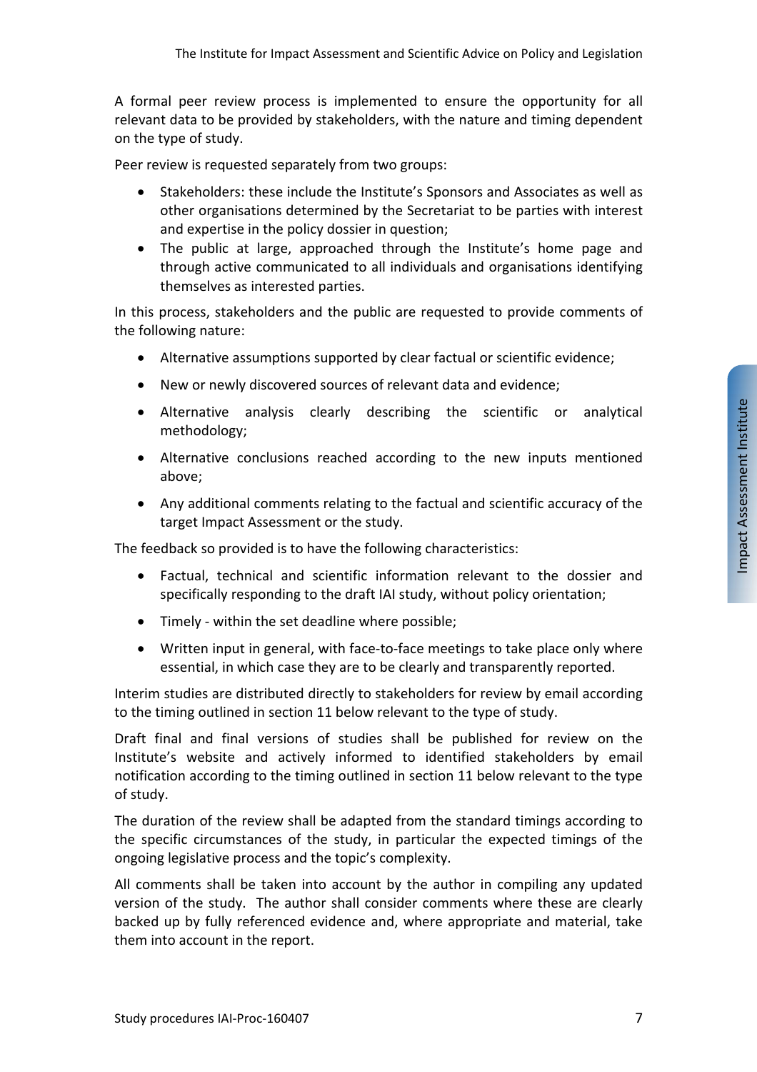A formal peer review process is implemented to ensure the opportunity for all relevant data to be provided by stakeholders, with the nature and timing dependent on the type of study.

Peer review is requested separately from two groups:

- Stakeholders: these include the Institute's Sponsors and Associates as well as other organisations determined by the Secretariat to be parties with interest and expertise in the policy dossier in question;
- The public at large, approached through the Institute's home page and through active communicated to all individuals and organisations identifying themselves as interested parties.

In this process, stakeholders and the public are requested to provide comments of the following nature:

- Alternative assumptions supported by clear factual or scientific evidence;
- New or newly discovered sources of relevant data and evidence;
- Alternative analysis clearly describing the scientific or analytical methodology;
- Alternative conclusions reached according to the new inputs mentioned above;
- Any additional comments relating to the factual and scientific accuracy of the target Impact Assessment or the study.

The feedback so provided is to have the following characteristics:

- Factual, technical and scientific information relevant to the dossier and specifically responding to the draft IAI study, without policy orientation;
- Timely - within the set deadline where possible;
- Written input in general, with face-to-face meetings to take place only where essential, in which case they are to be clearly and transparently reported.

Interim studies are distributed directly to stakeholders for review by email according to the timing outlined in section 11 below relevant to the type of study.

Draft final and final versions of studies shall be published for review on the Institute's website and actively informed to identified stakeholders by email notification according to the timing outlined in section 11 below relevant to the type of study.

The duration of the review shall be adapted from the standard timings according to the specific circumstances of the study, in particular the expected timings of the ongoing legislative process and the topic's complexity.

All comments shall be taken into account by the author in compiling any updated version of the study. The author shall consider comments where these are clearly backed up by fully referenced evidence and, where appropriate and material, take them into account in the report.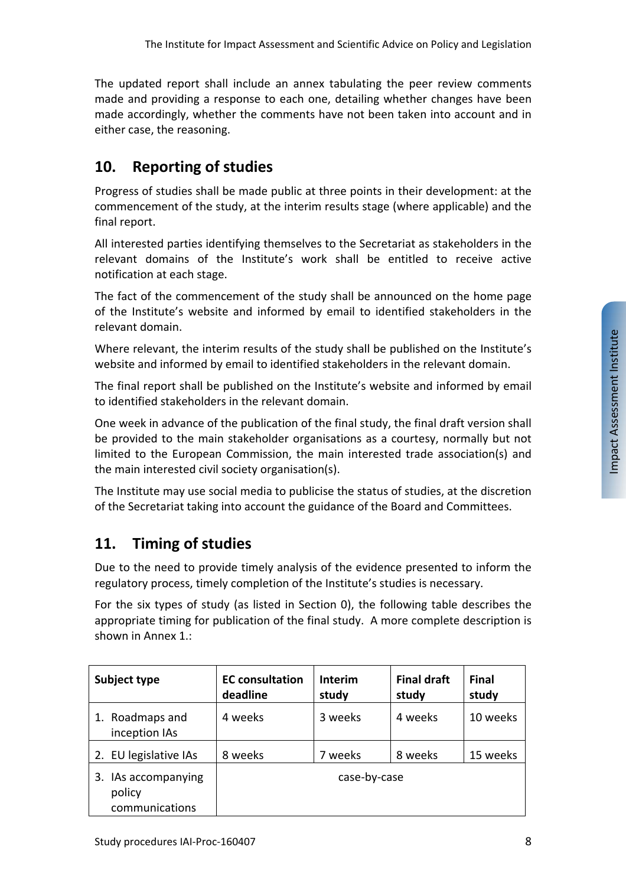The updated report shall include an annex tabulating the peer review comments made and providing a response to each one, detailing whether changes have been made accordingly, whether the comments have not been taken into account and in either case, the reasoning.

## 10. Reporting of studies

Progress of studies shall be made public at three points in their development: at the commencement of the study, at the interim results stage (where applicable) and the final report.

All interested parties identifying themselves to the Secretariat as stakeholders in the relevant domains of the Institute's work shall be entitled to receive active notification at each stage.

The fact of the commencement of the study shall be announced on the home page of the Institute's website and informed by email to identified stakeholders in the relevant domain.

Where relevant, the interim results of the study shall be published on the Institute's website and informed by email to identified stakeholders in the relevant domain.

The final report shall be published on the Institute's website and informed by email to identified stakeholders in the relevant domain.

One week in advance of the publication of the final study, the final draft version shall be provided to the main stakeholder organisations as a courtesy, normally but not limited to the European Commission, the main interested trade association(s) and the main interested civil society organisation(s).

The Institute may use social media to publicise the status of studies, at the discretion of the Secretariat taking into account the guidance of the Board and Committees.

## 11. Timing of studies

Due to the need to provide timely analysis of the evidence presented to inform the regulatory process, timely completion of the Institute's studies is necessary.

For the six types of study (as listed in Section 0), the following table describes the appropriate timing for publication of the final study. A more complete description is shown in Annex 1.:

| Subject type | EC consultation deadline | Interim study | Final draft study | Final study |
|---|---|---|---|---|
| 1. Roadmaps and inception IAs | 4 weeks | 3 weeks | 4 weeks | 10 weeks |
| 2. EU legislative IAs | 8 weeks | 7 weeks | 8 weeks | 15 weeks |
| 3. IAs accompanying policy communications | case-by-case | | | |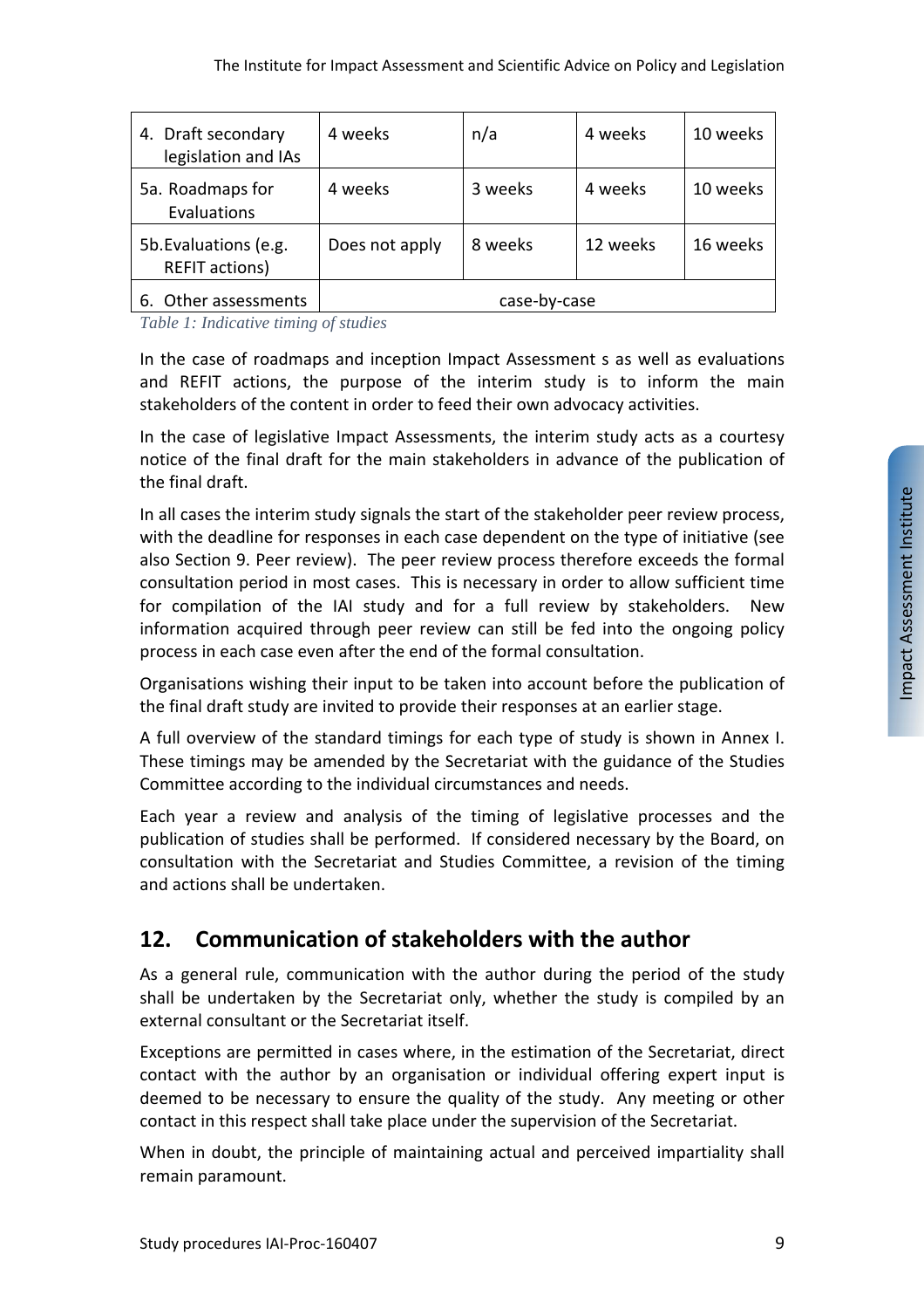| 4. Draft secondary legislation and IAs | 4 weeks | n/a | 4 weeks | 10 weeks |
|---|---|---|---|---|
| 5a. Roadmaps for Evaluations | 4 weeks | 3 weeks | 4 weeks | 10 weeks |
| 5b.Evaluations (e.g. REFIT actions) | Does not apply | 8 weeks | 12 weeks | 16 weeks |
| 6. Other assessments | case-by-case | | | |

*Table 1: Indicative timing of studies*

In the case of roadmaps and inception Impact Assessment s as well as evaluations and REFIT actions, the purpose of the interim study is to inform the main stakeholders of the content in order to feed their own advocacy activities.

In the case of legislative Impact Assessments, the interim study acts as a courtesy notice of the final draft for the main stakeholders in advance of the publication of the final draft.

In all cases the interim study signals the start of the stakeholder peer review process, with the deadline for responses in each case dependent on the type of initiative (see also Section 9. Peer review). The peer review process therefore exceeds the formal consultation period in most cases. This is necessary in order to allow sufficient time for compilation of the IAI study and for a full review by stakeholders. New information acquired through peer review can still be fed into the ongoing policy process in each case even after the end of the formal consultation.

Organisations wishing their input to be taken into account before the publication of the final draft study are invited to provide their responses at an earlier stage.

A full overview of the standard timings for each type of study is shown in Annex I. These timings may be amended by the Secretariat with the guidance of the Studies Committee according to the individual circumstances and needs.

Each year a review and analysis of the timing of legislative processes and the publication of studies shall be performed. If considered necessary by the Board, on consultation with the Secretariat and Studies Committee, a revision of the timing and actions shall be undertaken.

## 12. Communication of stakeholders with the author

As a general rule, communication with the author during the period of the study shall be undertaken by the Secretariat only, whether the study is compiled by an external consultant or the Secretariat itself.

Exceptions are permitted in cases where, in the estimation of the Secretariat, direct contact with the author by an organisation or individual offering expert input is deemed to be necessary to ensure the quality of the study. Any meeting or other contact in this respect shall take place under the supervision of the Secretariat.

When in doubt, the principle of maintaining actual and perceived impartiality shall remain paramount.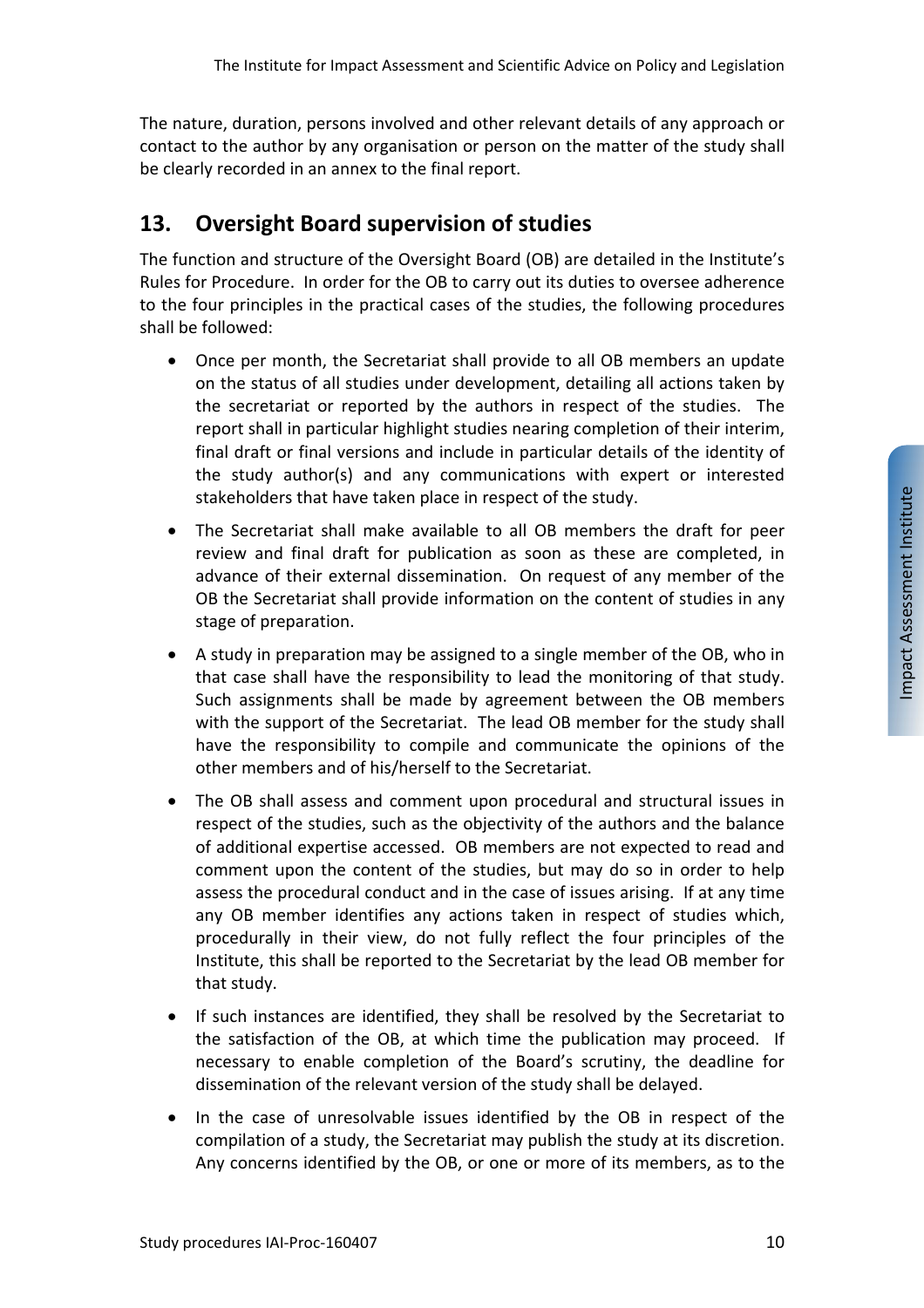The nature, duration, persons involved and other relevant details of any approach or contact to the author by any organisation or person on the matter of the study shall be clearly recorded in an annex to the final report.

## 13. Oversight Board supervision of studies

The function and structure of the Oversight Board (OB) are detailed in the Institute's Rules for Procedure. In order for the OB to carry out its duties to oversee adherence to the four principles in the practical cases of the studies, the following procedures shall be followed:

- Once per month, the Secretariat shall provide to all OB members an update on the status of all studies under development, detailing all actions taken by the secretariat or reported by the authors in respect of the studies. The report shall in particular highlight studies nearing completion of their interim, final draft or final versions and include in particular details of the identity of the study author(s) and any communications with expert or interested stakeholders that have taken place in respect of the study.
- The Secretariat shall make available to all OB members the draft for peer review and final draft for publication as soon as these are completed, in advance of their external dissemination. On request of any member of the OB the Secretariat shall provide information on the content of studies in any stage of preparation.
- A study in preparation may be assigned to a single member of the OB, who in that case shall have the responsibility to lead the monitoring of that study. Such assignments shall be made by agreement between the OB members with the support of the Secretariat. The lead OB member for the study shall have the responsibility to compile and communicate the opinions of the other members and of his/herself to the Secretariat.
- The OB shall assess and comment upon procedural and structural issues in respect of the studies, such as the objectivity of the authors and the balance of additional expertise accessed. OB members are not expected to read and comment upon the content of the studies, but may do so in order to help assess the procedural conduct and in the case of issues arising. If at any time any OB member identifies any actions taken in respect of studies which, procedurally in their view, do not fully reflect the four principles of the Institute, this shall be reported to the Secretariat by the lead OB member for that study.
- If such instances are identified, they shall be resolved by the Secretariat to the satisfaction of the OB, at which time the publication may proceed. If necessary to enable completion of the Board's scrutiny, the deadline for dissemination of the relevant version of the study shall be delayed.
- In the case of unresolvable issues identified by the OB in respect of the compilation of a study, the Secretariat may publish the study at its discretion. Any concerns identified by the OB, or one or more of its members, as to the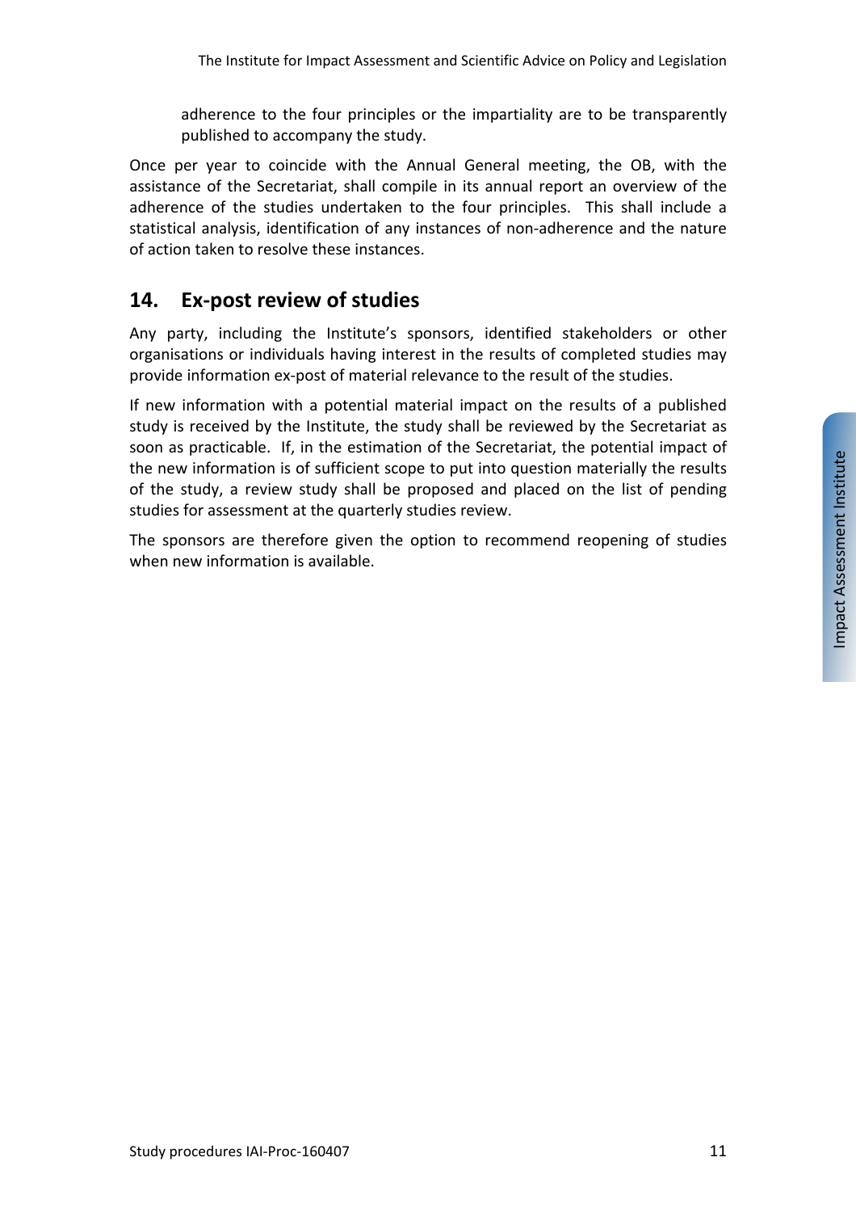adherence to the four principles or the impartiality are to be transparently published to accompany the study.

Once per year to coincide with the Annual General meeting, the OB, with the assistance of the Secretariat, shall compile in its annual report an overview of the adherence of the studies undertaken to the four principles. This shall include a statistical analysis, identification of any instances of non-adherence and the nature of action taken to resolve these instances.

## 14. Ex-post review of studies

Any party, including the Institute's sponsors, identified stakeholders or other organisations or individuals having interest in the results of completed studies may provide information ex-post of material relevance to the result of the studies.

If new information with a potential material impact on the results of a published study is received by the Institute, the study shall be reviewed by the Secretariat as soon as practicable. If, in the estimation of the Secretariat, the potential impact of the new information is of sufficient scope to put into question materially the results of the study, a review study shall be proposed and placed on the list of pending studies for assessment at the quarterly studies review.

The sponsors are therefore given the option to recommend reopening of studies when new information is available.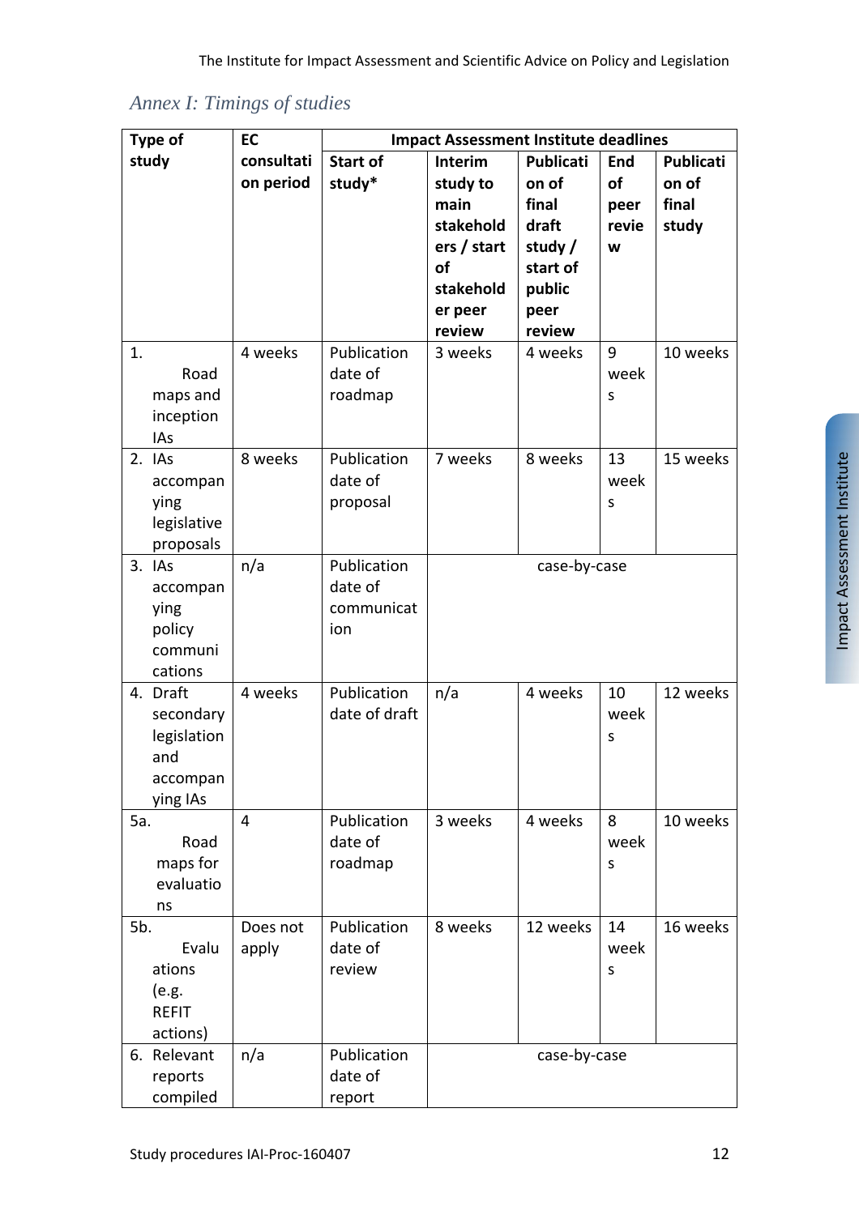## *Annex I: Timings of studies*

| Type of study | EC consultation period | Impact Assessment Institute deadlines | | | | |
|---|---|---|---|---|---|---|
| | | Start of study* | Interim study to main stakeholders / start of stakeholder peer review | Publication of final draft study / start of public peer review | End of peer review | Publication of final study |
| 1. Road maps and inception IAs | 4 weeks | Publication date of roadmap | 3 weeks | 4 weeks | 9 weeks | 10 weeks |
| 2. IAs accompanying legislative proposals | 8 weeks | Publication date of proposal | 7 weeks | 8 weeks | 13 weeks | 15 weeks |
| 3. IAs accompanying policy communications | n/a | Publication date of communication | case-by-case | | | |
| 4. Draft secondary legislation and accompanying IAs | 4 weeks | Publication date of draft | n/a | 4 weeks | 10 weeks | 12 weeks |
| 5a. Road maps for evaluations | 4 | Publication date of roadmap | 3 weeks | 4 weeks | 8 weeks | 10 weeks |
| 5b. Evaluations (e.g. REFIT actions) | Does not apply | Publication date of review | 8 weeks | 12 weeks | 14 weeks | 16 weeks |
| 6. Relevant reports compiled | n/a | Publication date of report | case-by-case | | | |

Study procedures IAI-Proc-160407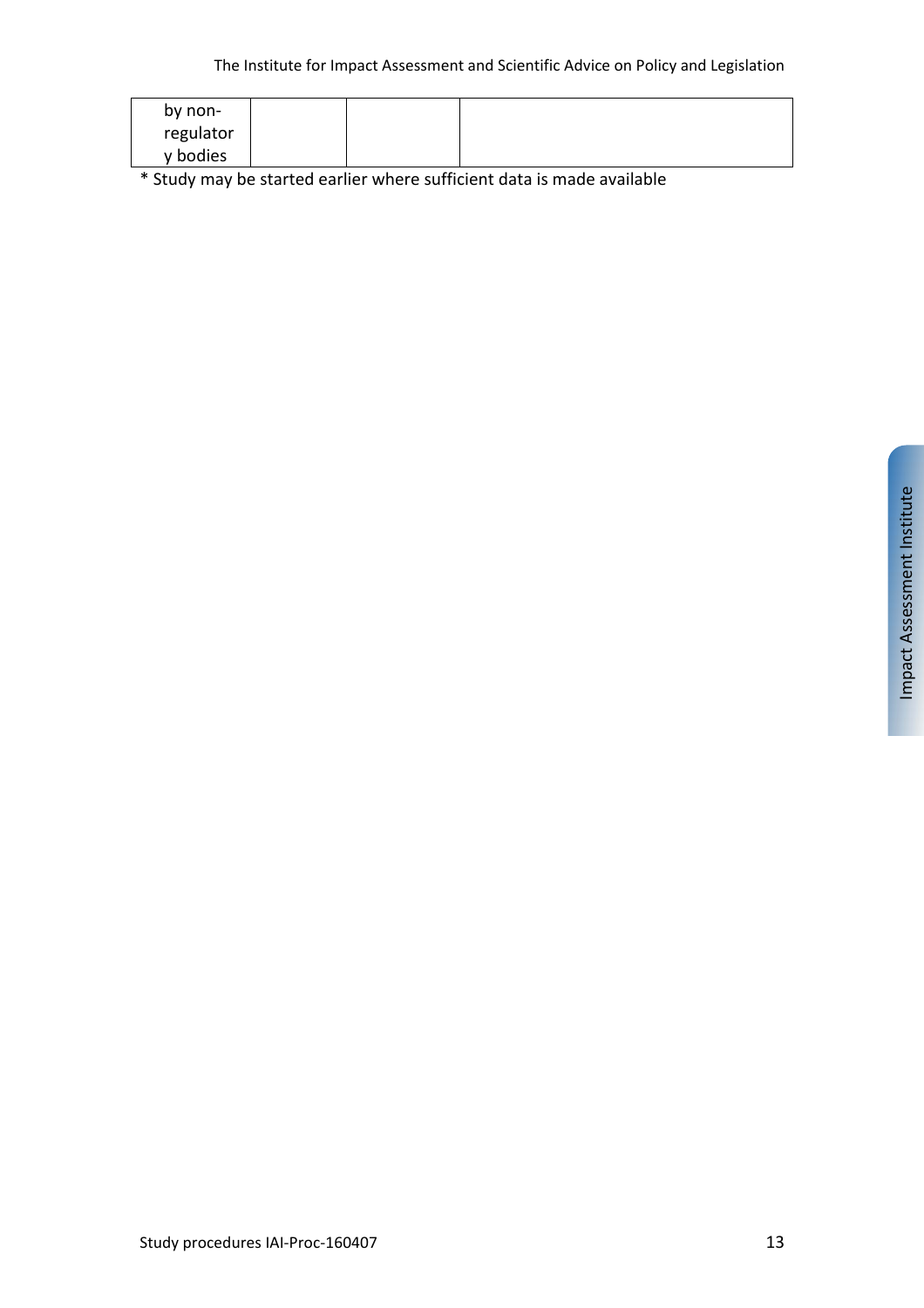| | | | |
|---|---|---|---|
| by non-regulatory bodies | | | |

* Study may be started earlier where sufficient data is made available